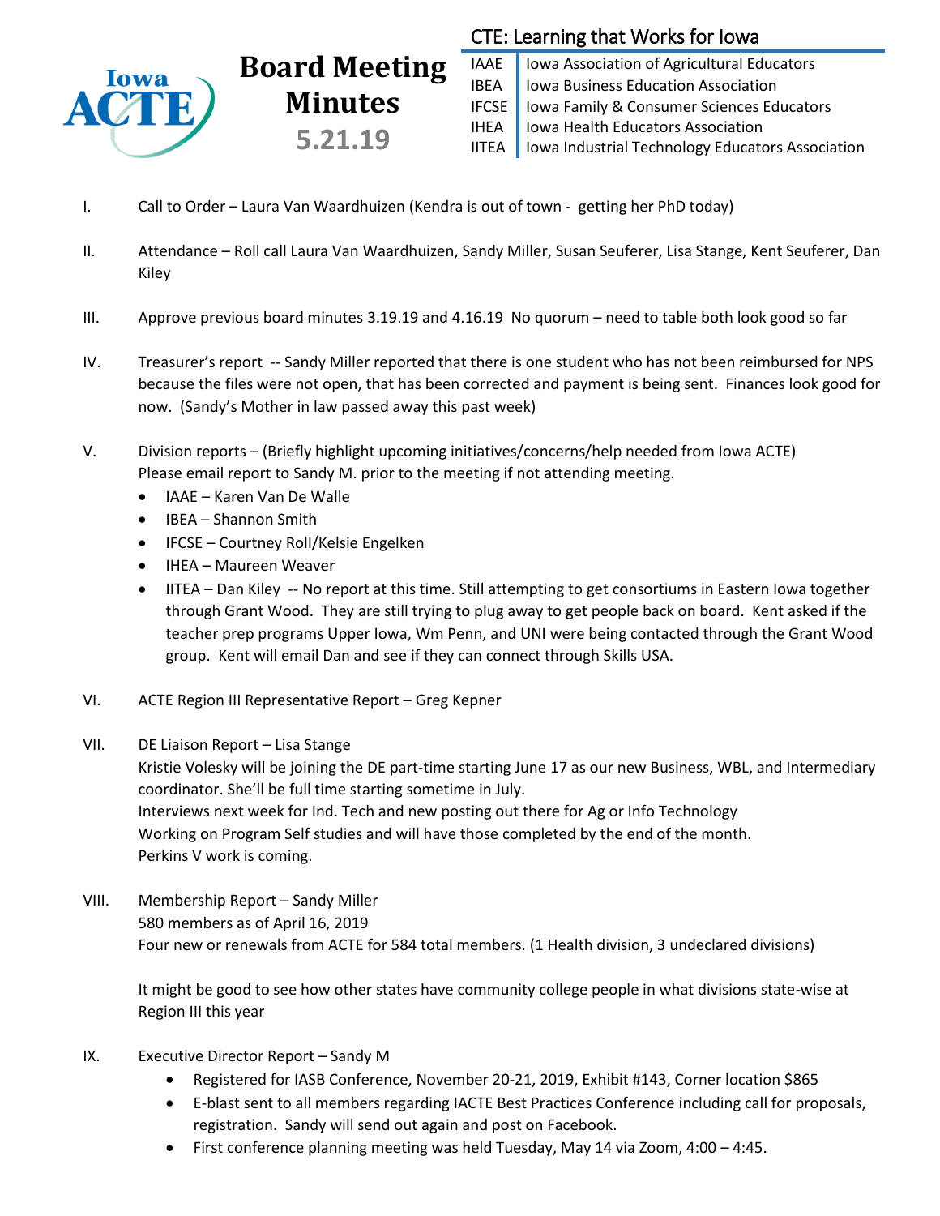# Board Meeting Minutes

**5.21.19**

CTE: Learning that Works for Iowa

| | |
|---|---|
| IAAE | Iowa Association of Agricultural Educators |
| IBEA | Iowa Business Education Association |
| IFCSE | Iowa Family & Consumer Sciences Educators |
| IHEA | Iowa Health Educators Association |
| IITEA | Iowa Industrial Technology Educators Association |

I. Call to Order – Laura Van Waardhuizen (Kendra is out of town - getting her PhD today)

II. Attendance – Roll call Laura Van Waardhuizen, Sandy Miller, Susan Seuferer, Lisa Stange, Kent Seuferer, Dan Kiley

III. Approve previous board minutes 3.19.19 and 4.16.19 No quorum – need to table both look good so far

IV. Treasurer's report -- Sandy Miller reported that there is one student who has not been reimbursed for NPS because the files were not open, that has been corrected and payment is being sent. Finances look good for now. (Sandy's Mother in law passed away this past week)

V. Division reports – (Briefly highlight upcoming initiatives/concerns/help needed from Iowa ACTE) Please email report to Sandy M. prior to the meeting if not attending meeting.
   - IAAE – Karen Van De Walle
   - IBEA – Shannon Smith
   - IFCSE – Courtney Roll/Kelsie Engelken
   - IHEA – Maureen Weaver
   - IITEA – Dan Kiley -- No report at this time. Still attempting to get consortiums in Eastern Iowa together through Grant Wood. They are still trying to plug away to get people back on board. Kent asked if the teacher prep programs Upper Iowa, Wm Penn, and UNI were being contacted through the Grant Wood group. Kent will email Dan and see if they can connect through Skills USA.

VI. ACTE Region III Representative Report – Greg Kepner

VII. DE Liaison Report – Lisa Stange
Kristie Volesky will be joining the DE part-time starting June 17 as our new Business, WBL, and Intermediary coordinator. She'll be full time starting sometime in July.
Interviews next week for Ind. Tech and new posting out there for Ag or Info Technology
Working on Program Self studies and will have those completed by the end of the month.
Perkins V work is coming.

VIII. Membership Report – Sandy Miller
580 members as of April 16, 2019
Four new or renewals from ACTE for 584 total members. (1 Health division, 3 undeclared divisions)

It might be good to see how other states have community college people in what divisions state-wise at Region III this year

IX. Executive Director Report – Sandy M
   - Registered for IASB Conference, November 20-21, 2019, Exhibit #143, Corner location $865
   - E-blast sent to all members regarding IACTE Best Practices Conference including call for proposals, registration. Sandy will send out again and post on Facebook.
   - First conference planning meeting was held Tuesday, May 14 via Zoom, 4:00 – 4:45.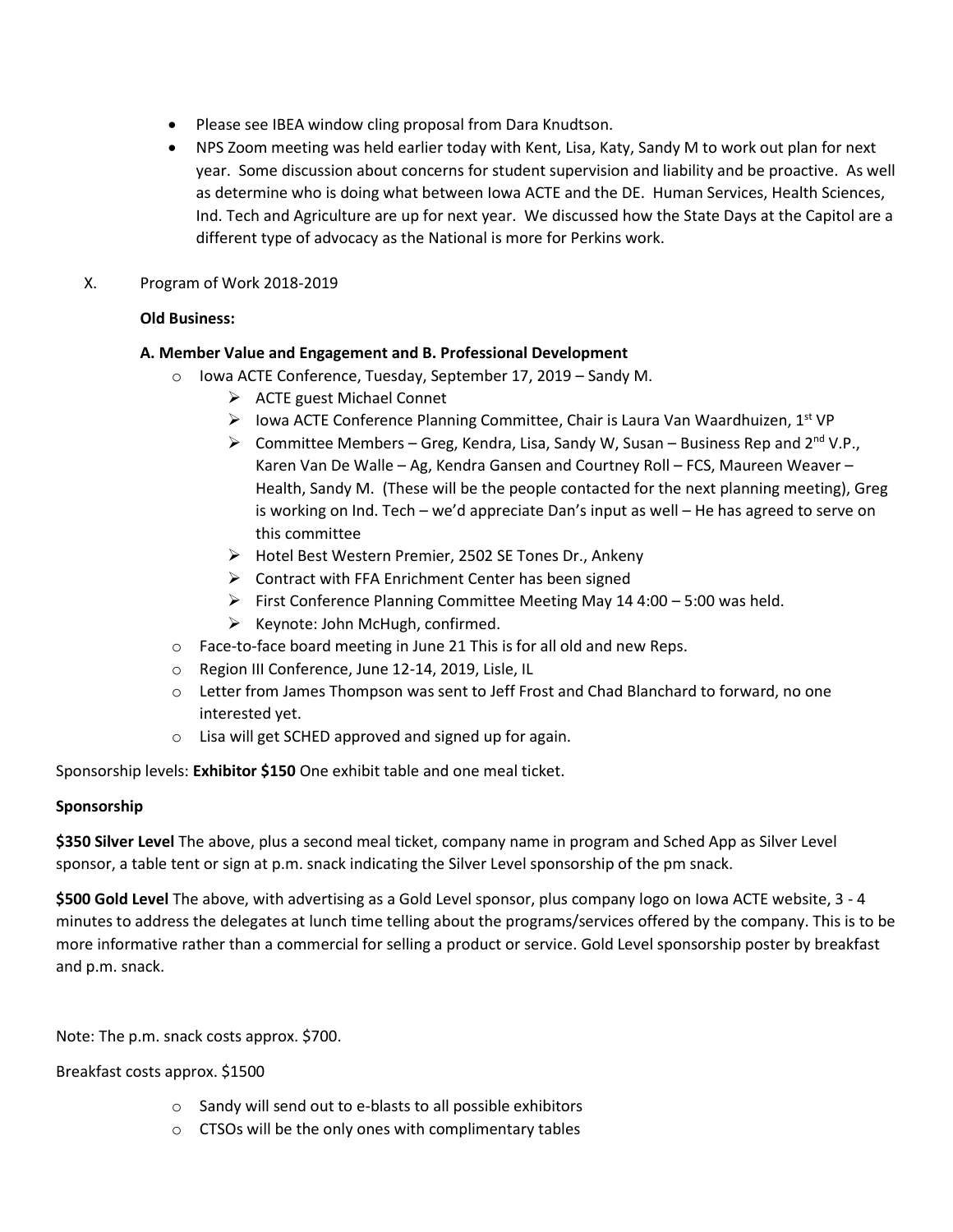- Please see IBEA window cling proposal from Dara Knudtson.
- NPS Zoom meeting was held earlier today with Kent, Lisa, Katy, Sandy M to work out plan for next year. Some discussion about concerns for student supervision and liability and be proactive. As well as determine who is doing what between Iowa ACTE and the DE. Human Services, Health Sciences, Ind. Tech and Agriculture are up for next year. We discussed how the State Days at the Capitol are a different type of advocacy as the National is more for Perkins work.

X. Program of Work 2018-2019

**Old Business:**

**A. Member Value and Engagement and B. Professional Development**

- Iowa ACTE Conference, Tuesday, September 17, 2019 – Sandy M.
  - ACTE guest Michael Connet
  - Iowa ACTE Conference Planning Committee, Chair is Laura Van Waardhuizen, 1st VP
  - Committee Members – Greg, Kendra, Lisa, Sandy W, Susan – Business Rep and 2nd V.P., Karen Van De Walle – Ag, Kendra Gansen and Courtney Roll – FCS, Maureen Weaver – Health, Sandy M. (These will be the people contacted for the next planning meeting), Greg is working on Ind. Tech – we'd appreciate Dan's input as well – He has agreed to serve on this committee
  - Hotel Best Western Premier, 2502 SE Tones Dr., Ankeny
  - Contract with FFA Enrichment Center has been signed
  - First Conference Planning Committee Meeting May 14 4:00 – 5:00 was held.
  - Keynote: John McHugh, confirmed.
- Face-to-face board meeting in June 21 This is for all old and new Reps.
- Region III Conference, June 12-14, 2019, Lisle, IL
- Letter from James Thompson was sent to Jeff Frost and Chad Blanchard to forward, no one interested yet.
- Lisa will get SCHED approved and signed up for again.

Sponsorship levels: **Exhibitor $150** One exhibit table and one meal ticket.

**Sponsorship**

**$350 Silver Level** The above, plus a second meal ticket, company name in program and Sched App as Silver Level sponsor, a table tent or sign at p.m. snack indicating the Silver Level sponsorship of the pm snack.

**$500 Gold Level** The above, with advertising as a Gold Level sponsor, plus company logo on Iowa ACTE website, 3 - 4 minutes to address the delegates at lunch time telling about the programs/services offered by the company. This is to be more informative rather than a commercial for selling a product or service. Gold Level sponsorship poster by breakfast and p.m. snack.

Note: The p.m. snack costs approx. $700.

Breakfast costs approx. $1500

- Sandy will send out to e-blasts to all possible exhibitors
- CTSOs will be the only ones with complimentary tables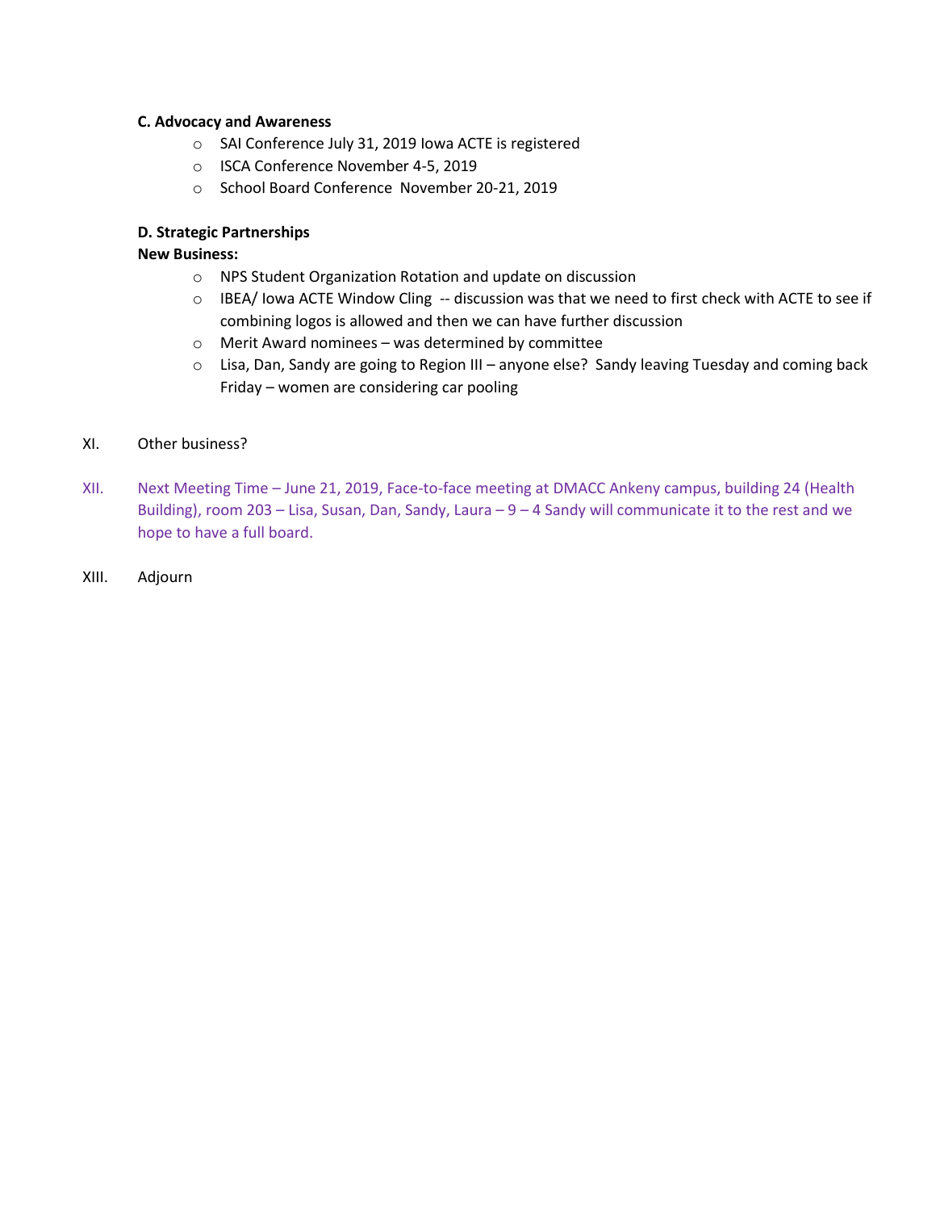**C. Advocacy and Awareness**

- SAI Conference July 31, 2019 Iowa ACTE is registered
- ISCA Conference November 4-5, 2019
- School Board Conference November 20-21, 2019

**D. Strategic Partnerships**

**New Business:**

- NPS Student Organization Rotation and update on discussion
- IBEA/ Iowa ACTE Window Cling -- discussion was that we need to first check with ACTE to see if combining logos is allowed and then we can have further discussion
- Merit Award nominees – was determined by committee
- Lisa, Dan, Sandy are going to Region III – anyone else? Sandy leaving Tuesday and coming back Friday – women are considering car pooling

XI. Other business?

XII. Next Meeting Time – June 21, 2019, Face-to-face meeting at DMACC Ankeny campus, building 24 (Health Building), room 203 – Lisa, Susan, Dan, Sandy, Laura – 9 – 4 Sandy will communicate it to the rest and we hope to have a full board.

XIII. Adjourn